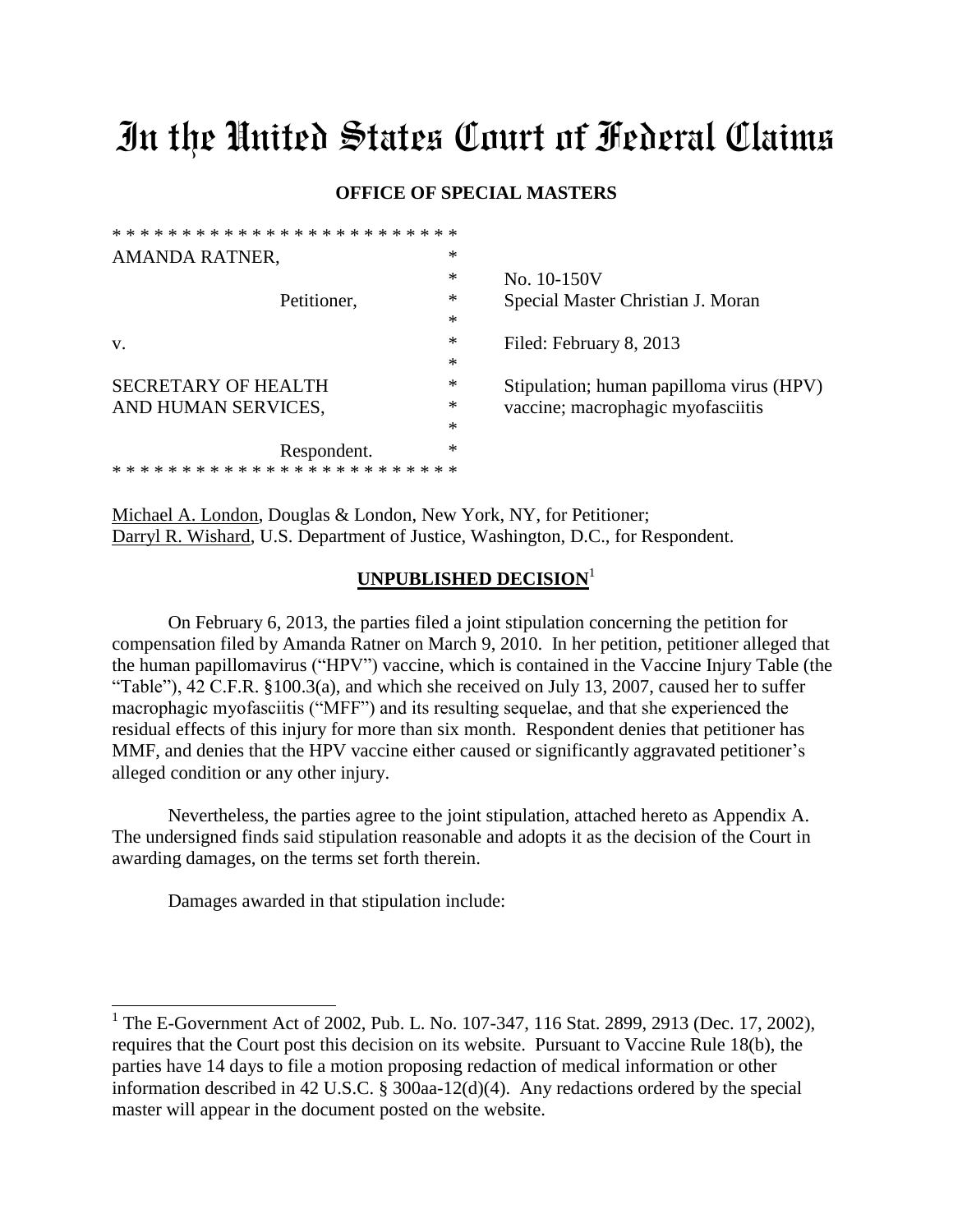# In the United States Court of Federal Claims

**OFFICE OF SPECIAL MASTERS**

| | | |
|---|---|---|
| AMANDA RATNER, | * | |
| | * | No. 10-150V |
| Petitioner, | * | Special Master Christian J. Moran |
| | * | |
| v. | * | Filed: February 8, 2013 |
| | * | |
| SECRETARY OF HEALTH | * | Stipulation; human papilloma virus (HPV) |
| AND HUMAN SERVICES, | * | vaccine; macrophagic myofasciitis |
| | * | |
| Respondent. | * | |

Michael A. London, Douglas & London, New York, NY, for Petitioner;
Darryl R. Wishard, U.S. Department of Justice, Washington, D.C., for Respondent.

**UNPUBLISHED DECISION**[1]

On February 6, 2013, the parties filed a joint stipulation concerning the petition for compensation filed by Amanda Ratner on March 9, 2010. In her petition, petitioner alleged that the human papillomavirus ("HPV") vaccine, which is contained in the Vaccine Injury Table (the "Table"), 42 C.F.R. §100.3(a), and which she received on July 13, 2007, caused her to suffer macrophagic myofasciitis ("MFF") and its resulting sequelae, and that she experienced the residual effects of this injury for more than six month. Respondent denies that petitioner has MMF, and denies that the HPV vaccine either caused or significantly aggravated petitioner's alleged condition or any other injury.

Nevertheless, the parties agree to the joint stipulation, attached hereto as Appendix A. The undersigned finds said stipulation reasonable and adopts it as the decision of the Court in awarding damages, on the terms set forth therein.

Damages awarded in that stipulation include:

[1] The E-Government Act of 2002, Pub. L. No. 107-347, 116 Stat. 2899, 2913 (Dec. 17, 2002), requires that the Court post this decision on its website. Pursuant to Vaccine Rule 18(b), the parties have 14 days to file a motion proposing redaction of medical information or other information described in 42 U.S.C. § 300aa-12(d)(4). Any redactions ordered by the special master will appear in the document posted on the website.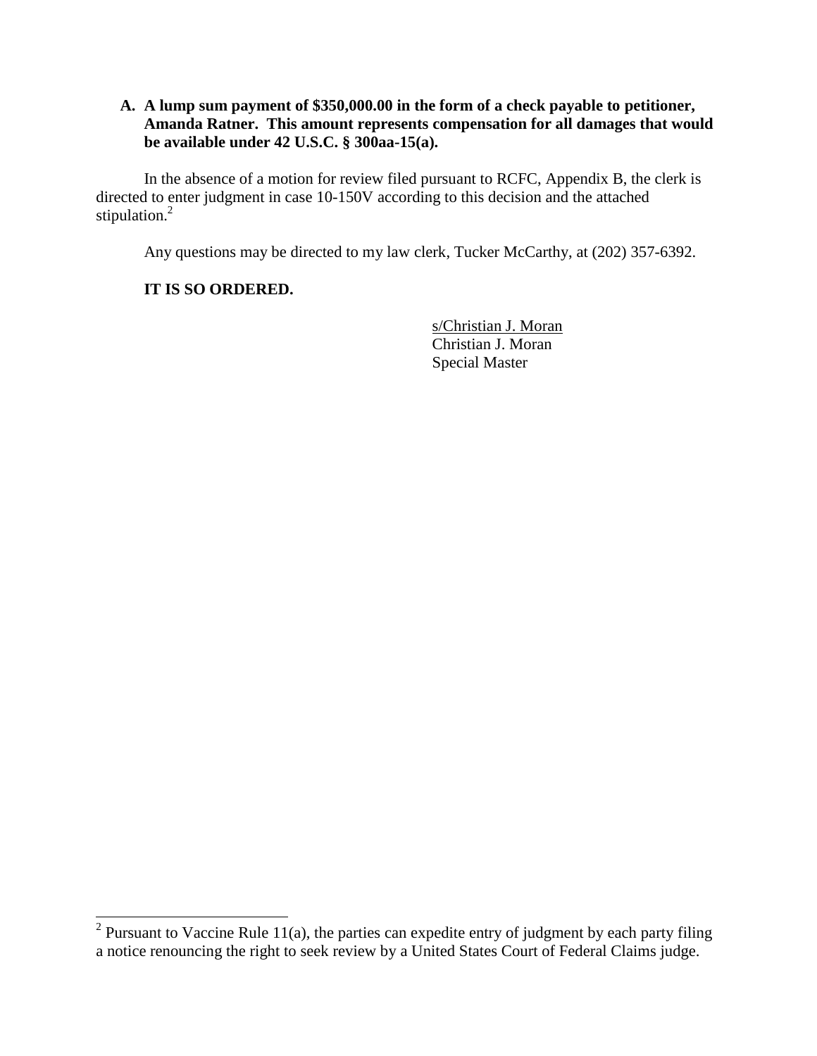**A. A lump sum payment of $350,000.00 in the form of a check payable to petitioner, Amanda Ratner. This amount represents compensation for all damages that would be available under 42 U.S.C. § 300aa-15(a).**

In the absence of a motion for review filed pursuant to RCFC, Appendix B, the clerk is directed to enter judgment in case 10-150V according to this decision and the attached stipulation.[2]

Any questions may be directed to my law clerk, Tucker McCarthy, at (202) 357-6392.

**IT IS SO ORDERED.**

s/Christian J. Moran
Christian J. Moran
Special Master

---

[2] Pursuant to Vaccine Rule 11(a), the parties can expedite entry of judgment by each party filing a notice renouncing the right to seek review by a United States Court of Federal Claims judge.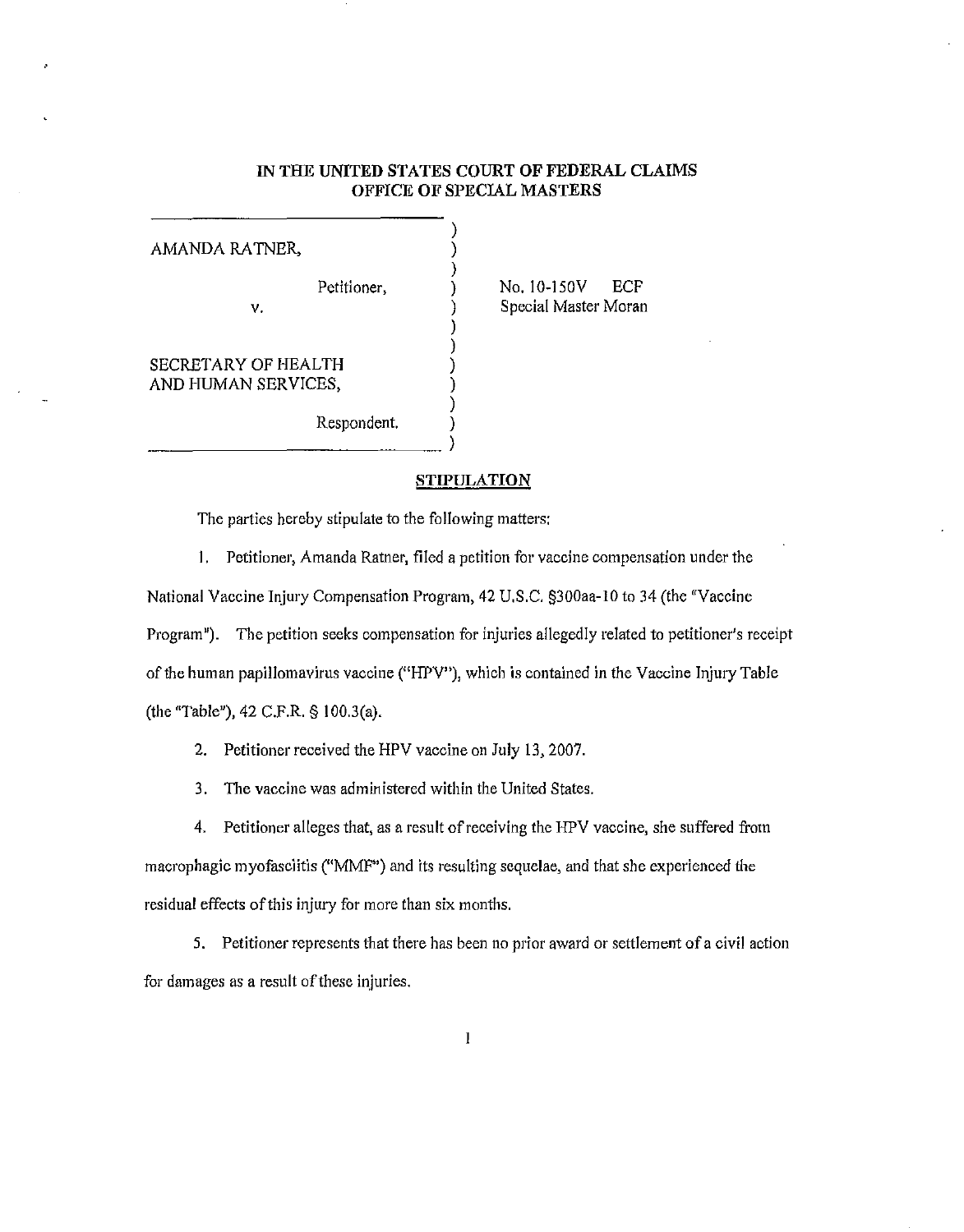# IN THE UNITED STATES COURT OF FEDERAL CLAIMS
## OFFICE OF SPECIAL MASTERS

| | |
|---|---|
| AMANDA RATNER,<br><br>Petitioner,<br><br>v.<br><br>SECRETARY OF HEALTH AND HUMAN SERVICES,<br><br>Respondent. | No. 10-150V ECF<br>Special Master Moran |

**STIPULATION**

The parties hereby stipulate to the following matters:

1. Petitioner, Amanda Ratner, filed a petition for vaccine compensation under the National Vaccine Injury Compensation Program, 42 U.S.C. §300aa-10 to 34 (the "Vaccine Program"). The petition seeks compensation for injuries allegedly related to petitioner's receipt of the human papillomavirus vaccine ("HPV"), which is contained in the Vaccine Injury Table (the "Table"), 42 C.F.R. § 100.3(a).

2. Petitioner received the HPV vaccine on July 13, 2007.

3. The vaccine was administered within the United States.

4. Petitioner alleges that, as a result of receiving the HPV vaccine, she suffered from macrophagic myofasciitis ("MMF") and its resulting sequelae, and that she experienced the residual effects of this injury for more than six months.

5. Petitioner represents that there has been no prior award or settlement of a civil action for damages as a result of these injuries.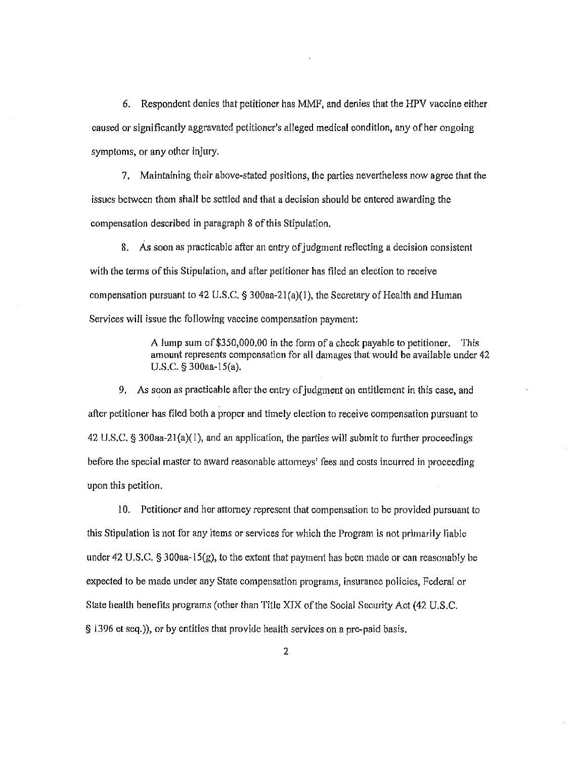6. Respondent denies that petitioner has MMF, and denies that the HPV vaccine either caused or significantly aggravated petitioner's alleged medical condition, any of her ongoing symptoms, or any other injury.

7. Maintaining their above-stated positions, the parties nevertheless now agree that the issues between them shall be settled and that a decision should be entered awarding the compensation described in paragraph 8 of this Stipulation.

8. As soon as practicable after an entry of judgment reflecting a decision consistent with the terms of this Stipulation, and after petitioner has filed an election to receive compensation pursuant to 42 U.S.C. § 300aa-21(a)(1), the Secretary of Health and Human Services will issue the following vaccine compensation payment:

> A lump sum of $350,000.00 in the form of a check payable to petitioner. This amount represents compensation for all damages that would be available under 42 U.S.C. § 300aa-15(a).

9. As soon as practicable after the entry of judgment on entitlement in this case, and after petitioner has filed both a proper and timely election to receive compensation pursuant to 42 U.S.C. § 300aa-21(a)(1), and an application, the parties will submit to further proceedings before the special master to award reasonable attorneys' fees and costs incurred in proceeding upon this petition.

10. Petitioner and her attorney represent that compensation to be provided pursuant to this Stipulation is not for any items or services for which the Program is not primarily liable under 42 U.S.C. § 300aa-15(g), to the extent that payment has been made or can reasonably be expected to be made under any State compensation programs, insurance policies, Federal or State health benefits programs (other than Title XIX of the Social Security Act (42 U.S.C. § 1396 et seq.)), or by entities that provide health services on a pre-paid basis.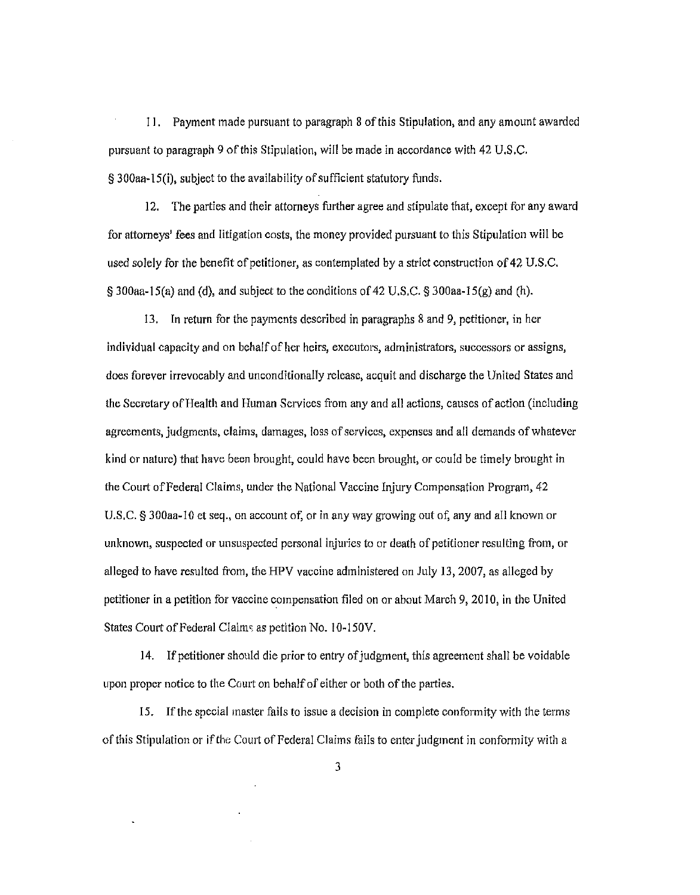11. Payment made pursuant to paragraph 8 of this Stipulation, and any amount awarded pursuant to paragraph 9 of this Stipulation, will be made in accordance with 42 U.S.C. § 300aa-15(i), subject to the availability of sufficient statutory funds.

12. The parties and their attorneys further agree and stipulate that, except for any award for attorneys' fees and litigation costs, the money provided pursuant to this Stipulation will be used solely for the benefit of petitioner, as contemplated by a strict construction of 42 U.S.C. § 300aa-15(a) and (d), and subject to the conditions of 42 U.S.C. § 300aa-15(g) and (h).

13. In return for the payments described in paragraphs 8 and 9, petitioner, in her individual capacity and on behalf of her heirs, executors, administrators, successors or assigns, does forever irrevocably and unconditionally release, acquit and discharge the United States and the Secretary of Health and Human Services from any and all actions, causes of action (including agreements, judgments, claims, damages, loss of services, expenses and all demands of whatever kind or nature) that have been brought, could have been brought, or could be timely brought in the Court of Federal Claims, under the National Vaccine Injury Compensation Program, 42 U.S.C. § 300aa-10 et seq., on account of, or in any way growing out of, any and all known or unknown, suspected or unsuspected personal injuries to or death of petitioner resulting from, or alleged to have resulted from, the HPV vaccine administered on July 13, 2007, as alleged by petitioner in a petition for vaccine compensation filed on or about March 9, 2010, in the United States Court of Federal Claims as petition No. 10-150V.

14. If petitioner should die prior to entry of judgment, this agreement shall be voidable upon proper notice to the Court on behalf of either or both of the parties.

15. If the special master fails to issue a decision in complete conformity with the terms of this Stipulation or if the Court of Federal Claims fails to enter judgment in conformity with a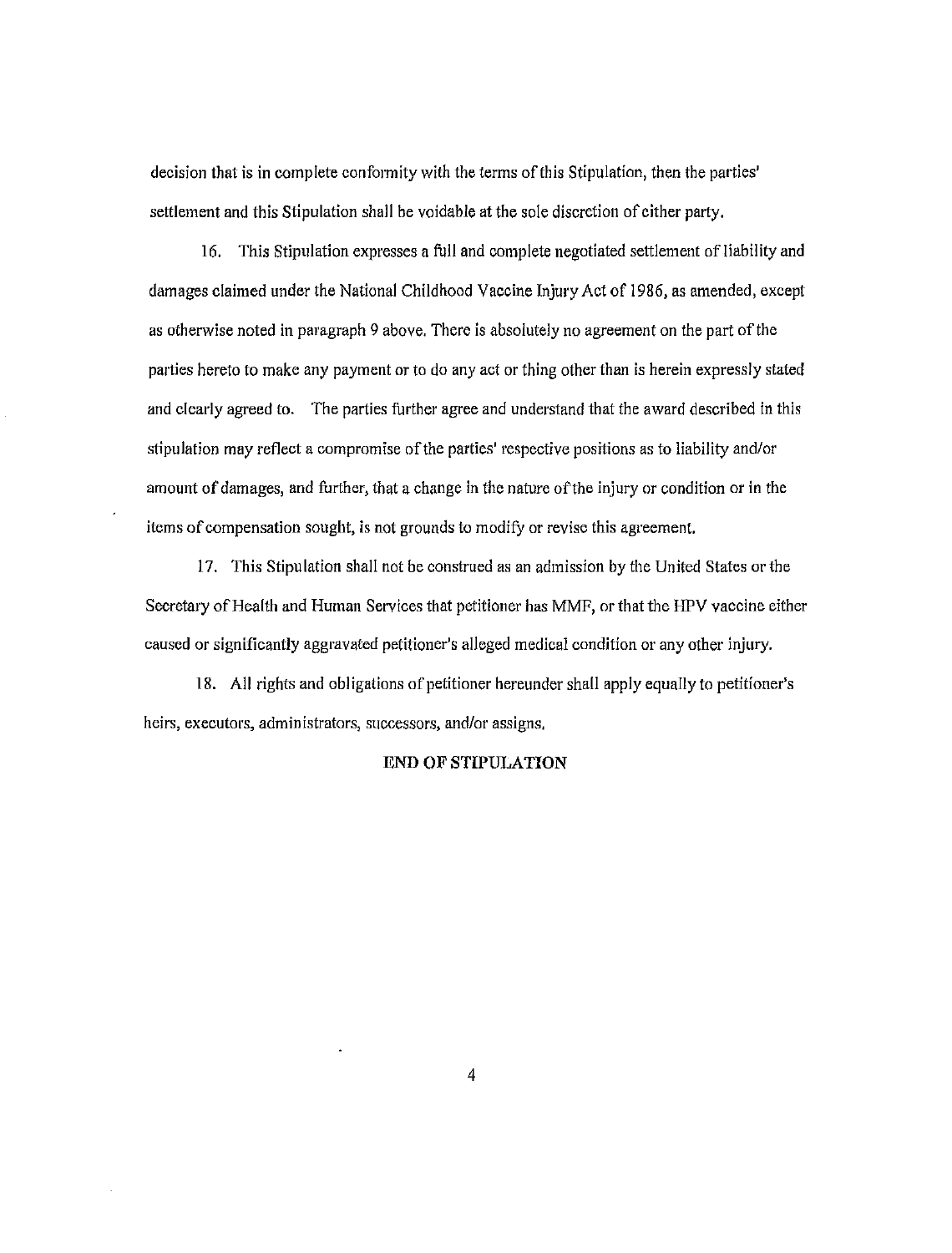decision that is in complete conformity with the terms of this Stipulation, then the parties' settlement and this Stipulation shall be voidable at the sole discretion of either party.

16. This Stipulation expresses a full and complete negotiated settlement of liability and damages claimed under the National Childhood Vaccine Injury Act of 1986, as amended, except as otherwise noted in paragraph 9 above. There is absolutely no agreement on the part of the parties hereto to make any payment or to do any act or thing other than is herein expressly stated and clearly agreed to. The parties further agree and understand that the award described in this stipulation may reflect a compromise of the parties' respective positions as to liability and/or amount of damages, and further, that a change in the nature of the injury or condition or in the items of compensation sought, is not grounds to modify or revise this agreement.

17. This Stipulation shall not be construed as an admission by the United States or the Secretary of Health and Human Services that petitioner has MMF, or that the HPV vaccine either caused or significantly aggravated petitioner's alleged medical condition or any other injury.

18. All rights and obligations of petitioner hereunder shall apply equally to petitioner's heirs, executors, administrators, successors, and/or assigns.

**END OF STIPULATION**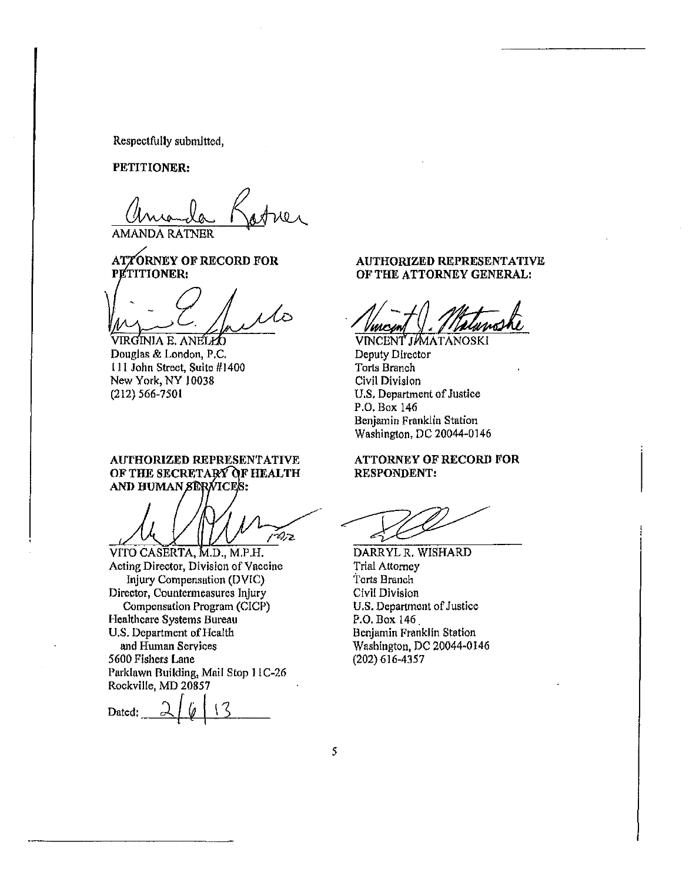Respectfully submitted,

**PETITIONER:**

AMANDA RATNER

**ATTORNEY OF RECORD FOR PETITIONER:**

VIRGINIA E. ANELLO
Douglas & London, P.C.
111 John Street, Suite #1400
New York, NY 10038
(212) 566-7501

**AUTHORIZED REPRESENTATIVE OF THE ATTORNEY GENERAL:**

VINCENT J. MATANOSKI
Deputy Director
Torts Branch
Civil Division
U.S. Department of Justice
P.O. Box 146
Benjamin Franklin Station
Washington, DC 20044-0146

**AUTHORIZED REPRESENTATIVE OF THE SECRETARY OF HEALTH AND HUMAN SERVICES:**

VITO CASERTA, M.D., M.P.H.
Acting Director, Division of Vaccine Injury Compensation (DVIC)
Director, Countermeasures Injury Compensation Program (CICP)
Healthcare Systems Bureau
U.S. Department of Health and Human Services
5600 Fishers Lane
Parklawn Building, Mail Stop 11C-26
Rockville, MD 20857

Dated: 2/6/13

**ATTORNEY OF RECORD FOR RESPONDENT:**

DARRYL R. WISHARD
Trial Attorney
Torts Branch
Civil Division
U.S. Department of Justice
P.O. Box 146
Benjamin Franklin Station
Washington, DC 20044-0146
(202) 616-4357